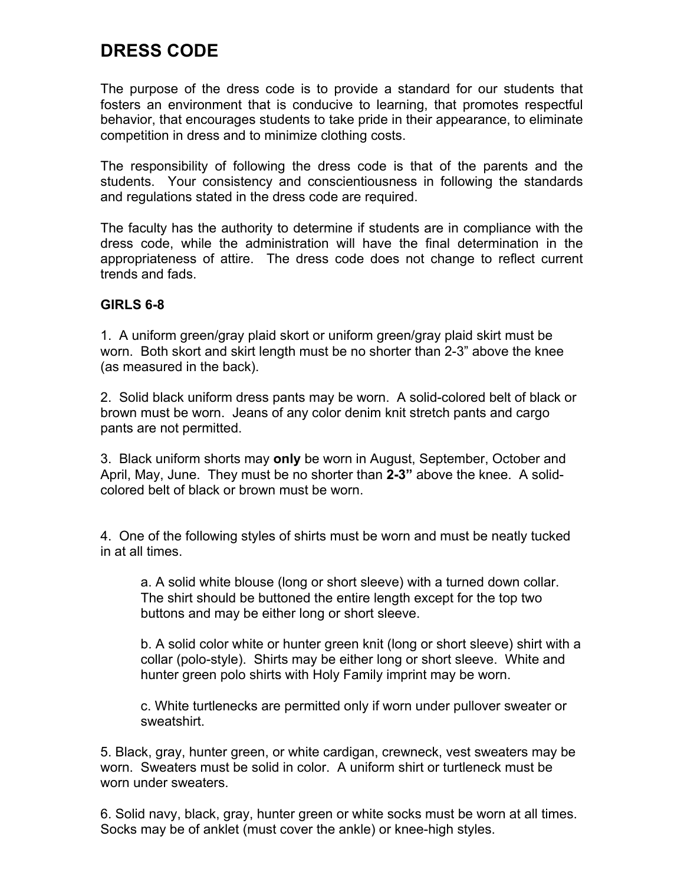# DRESS CODE

The purpose of the dress code is to provide a standard for our students that fosters an environment that is conducive to learning, that promotes respectful behavior, that encourages students to take pride in their appearance, to eliminate competition in dress and to minimize clothing costs.

The responsibility of following the dress code is that of the parents and the students. Your consistency and conscientiousness in following the standards and regulations stated in the dress code are required.

The faculty has the authority to determine if students are in compliance with the dress code, while the administration will have the final determination in the appropriateness of attire. The dress code does not change to reflect current trends and fads.

**GIRLS 6-8**

1. A uniform green/gray plaid skort or uniform green/gray plaid skirt must be worn. Both skort and skirt length must be no shorter than 2-3" above the knee (as measured in the back).

2. Solid black uniform dress pants may be worn. A solid-colored belt of black or brown must be worn. Jeans of any color denim knit stretch pants and cargo pants are not permitted.

3. Black uniform shorts may **only** be worn in August, September, October and April, May, June. They must be no shorter than **2-3"** above the knee. A solid-colored belt of black or brown must be worn.

4. One of the following styles of shirts must be worn and must be neatly tucked in at all times.

   a. A solid white blouse (long or short sleeve) with a turned down collar. The shirt should be buttoned the entire length except for the top two buttons and may be either long or short sleeve.

   b. A solid color white or hunter green knit (long or short sleeve) shirt with a collar (polo-style). Shirts may be either long or short sleeve. White and hunter green polo shirts with Holy Family imprint may be worn.

   c. White turtlenecks are permitted only if worn under pullover sweater or sweatshirt.

5. Black, gray, hunter green, or white cardigan, crewneck, vest sweaters may be worn. Sweaters must be solid in color. A uniform shirt or turtleneck must be worn under sweaters.

6. Solid navy, black, gray, hunter green or white socks must be worn at all times. Socks may be of anklet (must cover the ankle) or knee-high styles.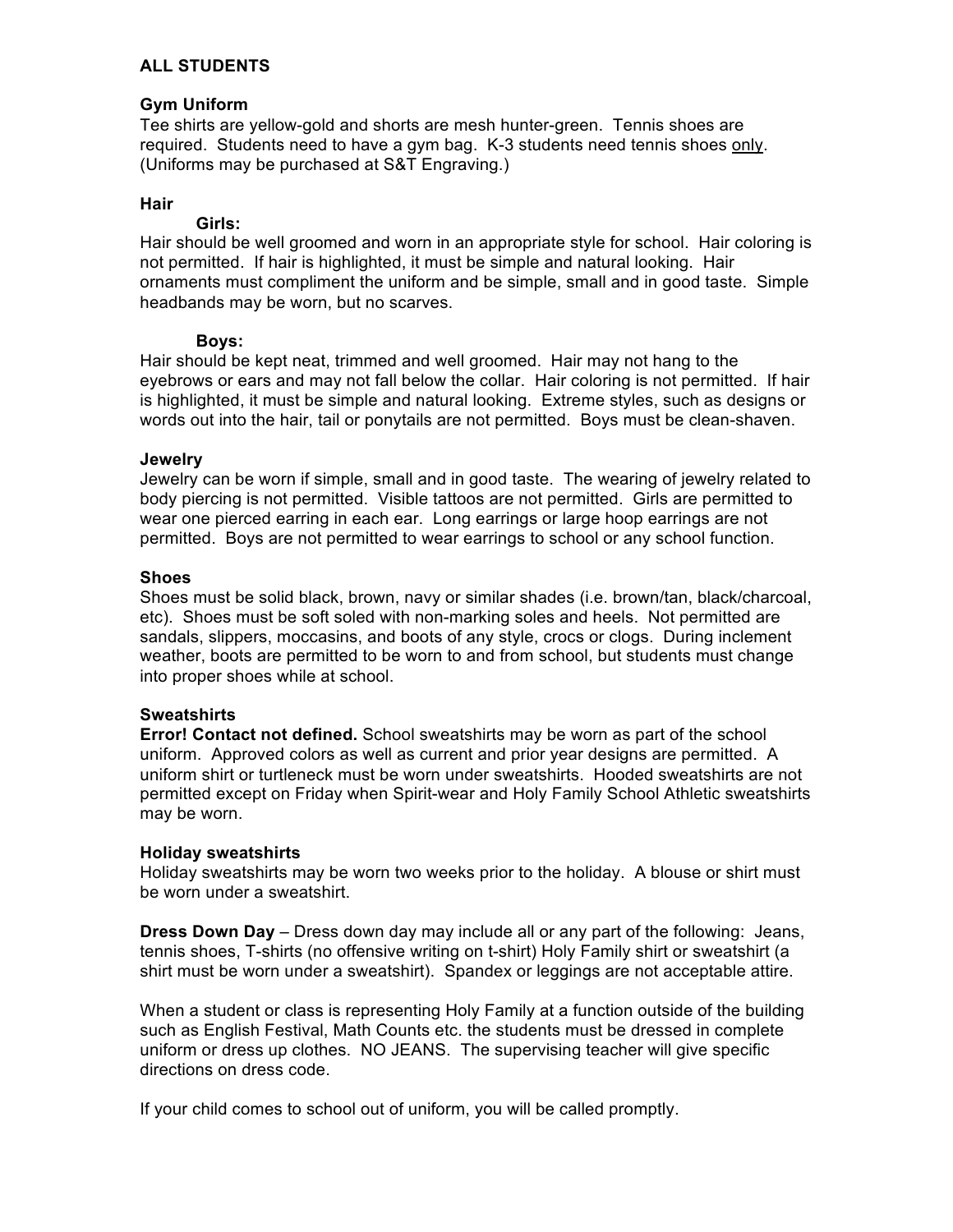**ALL STUDENTS**

**Gym Uniform**

Tee shirts are yellow-gold and shorts are mesh hunter-green. Tennis shoes are required. Students need to have a gym bag. K-3 students need tennis shoes <u>only</u>. (Uniforms may be purchased at S&T Engraving.)

**Hair**

**Girls:**

Hair should be well groomed and worn in an appropriate style for school. Hair coloring is not permitted. If hair is highlighted, it must be simple and natural looking. Hair ornaments must compliment the uniform and be simple, small and in good taste. Simple headbands may be worn, but no scarves.

**Boys:**

Hair should be kept neat, trimmed and well groomed. Hair may not hang to the eyebrows or ears and may not fall below the collar. Hair coloring is not permitted. If hair is highlighted, it must be simple and natural looking. Extreme styles, such as designs or words out into the hair, tail or ponytails are not permitted. Boys must be clean-shaven.

**Jewelry**

Jewelry can be worn if simple, small and in good taste. The wearing of jewelry related to body piercing is not permitted. Visible tattoos are not permitted. Girls are permitted to wear one pierced earring in each ear. Long earrings or large hoop earrings are not permitted. Boys are not permitted to wear earrings to school or any school function.

**Shoes**

Shoes must be solid black, brown, navy or similar shades (i.e. brown/tan, black/charcoal, etc). Shoes must be soft soled with non-marking soles and heels. Not permitted are sandals, slippers, moccasins, and boots of any style, crocs or clogs. During inclement weather, boots are permitted to be worn to and from school, but students must change into proper shoes while at school.

**Sweatshirts**

**Error! Contact not defined.** School sweatshirts may be worn as part of the school uniform. Approved colors as well as current and prior year designs are permitted. A uniform shirt or turtleneck must be worn under sweatshirts. Hooded sweatshirts are not permitted except on Friday when Spirit-wear and Holy Family School Athletic sweatshirts may be worn.

**Holiday sweatshirts**

Holiday sweatshirts may be worn two weeks prior to the holiday. A blouse or shirt must be worn under a sweatshirt.

**Dress Down Day** – Dress down day may include all or any part of the following: Jeans, tennis shoes, T-shirts (no offensive writing on t-shirt) Holy Family shirt or sweatshirt (a shirt must be worn under a sweatshirt). Spandex or leggings are not acceptable attire.

When a student or class is representing Holy Family at a function outside of the building such as English Festival, Math Counts etc. the students must be dressed in complete uniform or dress up clothes. NO JEANS. The supervising teacher will give specific directions on dress code.

If your child comes to school out of uniform, you will be called promptly.